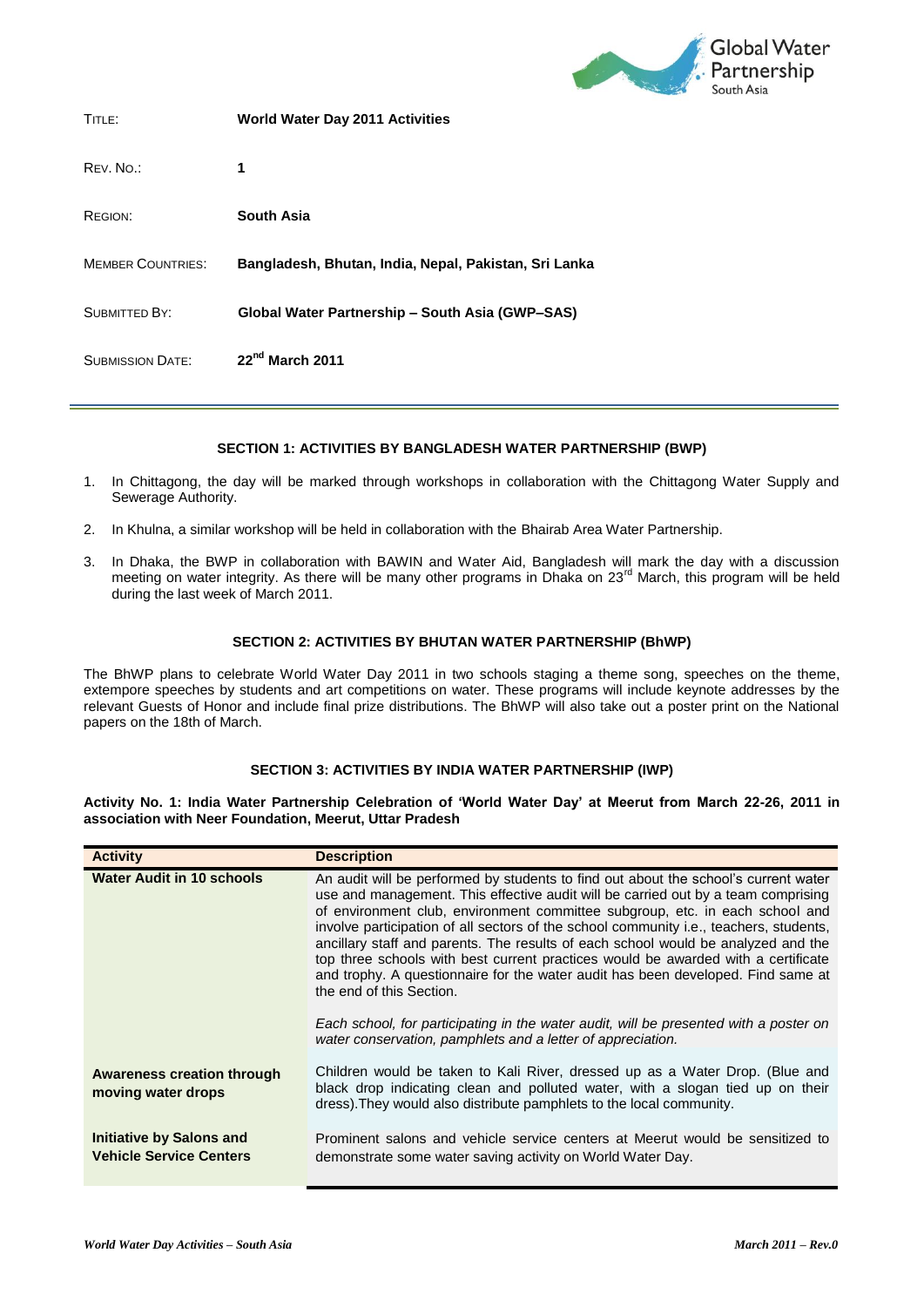| | |
|---|---|
| TITLE: | **World Water Day 2011 Activities** |
| REV. NO.: | **1** |
| REGION: | **South Asia** |
| MEMBER COUNTRIES: | **Bangladesh, Bhutan, India, Nepal, Pakistan, Sri Lanka** |
| SUBMITTED BY: | **Global Water Partnership – South Asia (GWP–SAS)** |
| SUBMISSION DATE: | **22nd March 2011** |

## SECTION 1: ACTIVITIES BY BANGLADESH WATER PARTNERSHIP (BWP)

1. In Chittagong, the day will be marked through workshops in collaboration with the Chittagong Water Supply and Sewerage Authority.
2. In Khulna, a similar workshop will be held in collaboration with the Bhairab Area Water Partnership.
3. In Dhaka, the BWP in collaboration with BAWIN and Water Aid, Bangladesh will mark the day with a discussion meeting on water integrity. As there will be many other programs in Dhaka on 23rd March, this program will be held during the last week of March 2011.

## SECTION 2: ACTIVITIES BY BHUTAN WATER PARTNERSHIP (BhWP)

The BhWP plans to celebrate World Water Day 2011 in two schools staging a theme song, speeches on the theme, extempore speeches by students and art competitions on water. These programs will include keynote addresses by the relevant Guests of Honor and include final prize distributions. The BhWP will also take out a poster print on the National papers on the 18th of March.

## SECTION 3: ACTIVITIES BY INDIA WATER PARTNERSHIP (IWP)

**Activity No. 1: India Water Partnership Celebration of 'World Water Day' at Meerut from March 22-26, 2011 in association with Neer Foundation, Meerut, Uttar Pradesh**

| Activity | Description |
|---|---|
| **Water Audit in 10 schools** | An audit will be performed by students to find out about the school's current water use and management. This effective audit will be carried out by a team comprising of environment club, environment committee subgroup, etc. in each school and involve participation of all sectors of the school community i.e., teachers, students, ancillary staff and parents. The results of each school would be analyzed and the top three schools with best current practices would be awarded with a certificate and trophy. A questionnaire for the water audit has been developed. Find same at the end of this Section.<br><br>*Each school, for participating in the water audit, will be presented with a poster on water conservation, pamphlets and a letter of appreciation.* |
| **Awareness creation through moving water drops** | Children would be taken to Kali River, dressed up as a Water Drop. (Blue and black drop indicating clean and polluted water, with a slogan tied up on their dress).They would also distribute pamphlets to the local community. |
| **Initiative by Salons and Vehicle Service Centers** | Prominent salons and vehicle service centers at Meerut would be sensitized to demonstrate some water saving activity on World Water Day. |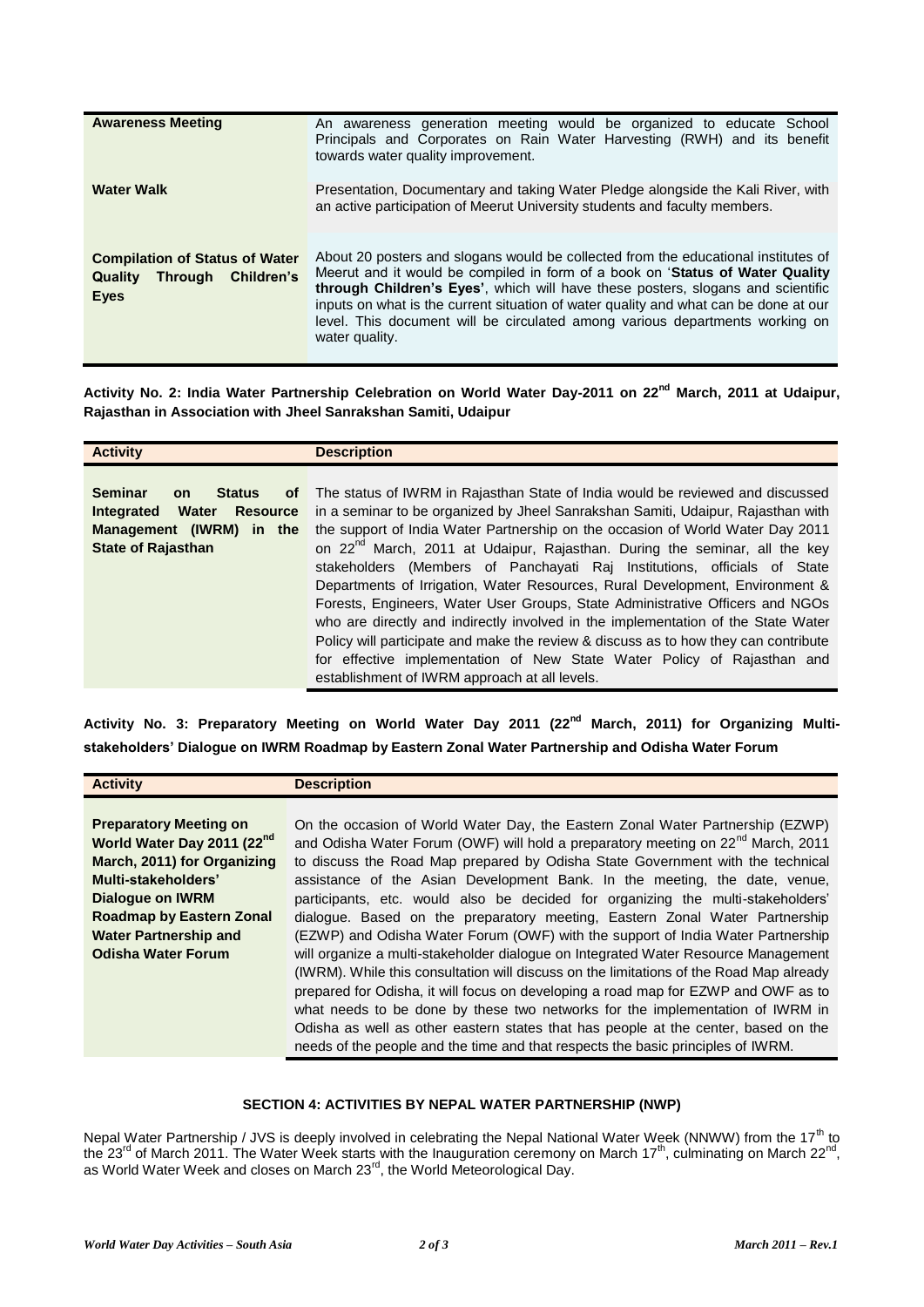| | |
|---|---|
| **Awareness Meeting** | An awareness generation meeting would be organized to educate School Principals and Corporates on Rain Water Harvesting (RWH) and its benefit towards water quality improvement. |
| **Water Walk** | Presentation, Documentary and taking Water Pledge alongside the Kali River, with an active participation of Meerut University students and faculty members. |
| **Compilation of Status of Water Quality Through Children's Eyes** | About 20 posters and slogans would be collected from the educational institutes of Meerut and it would be compiled in form of a book on '**Status of Water Quality through Children's Eyes**', which will have these posters, slogans and scientific inputs on what is the current situation of water quality and what can be done at our level. This document will be circulated among various departments working on water quality. |

**Activity No. 2: India Water Partnership Celebration on World Water Day-2011 on 22nd March, 2011 at Udaipur, Rajasthan in Association with Jheel Sanrakshan Samiti, Udaipur**

| Activity | Description |
|---|---|
| **Seminar on Status of Integrated Water Resource Management (IWRM) in the State of Rajasthan** | The status of IWRM in Rajasthan State of India would be reviewed and discussed in a seminar to be organized by Jheel Sanrakshan Samiti, Udaipur, Rajasthan with the support of India Water Partnership on the occasion of World Water Day 2011 on 22nd March, 2011 at Udaipur, Rajasthan. During the seminar, all the key stakeholders (Members of Panchayati Raj Institutions, officials of State Departments of Irrigation, Water Resources, Rural Development, Environment & Forests, Engineers, Water User Groups, State Administrative Officers and NGOs who are directly and indirectly involved in the implementation of the State Water Policy will participate and make the review & discuss as to how they can contribute for effective implementation of New State Water Policy of Rajasthan and establishment of IWRM approach at all levels. |

**Activity No. 3: Preparatory Meeting on World Water Day 2011 (22nd March, 2011) for Organizing Multi-stakeholders' Dialogue on IWRM Roadmap by Eastern Zonal Water Partnership and Odisha Water Forum**

| Activity | Description |
|---|---|
| **Preparatory Meeting on World Water Day 2011 (22nd March, 2011) for Organizing Multi-stakeholders' Dialogue on IWRM Roadmap by Eastern Zonal Water Partnership and Odisha Water Forum** | On the occasion of World Water Day, the Eastern Zonal Water Partnership (EZWP) and Odisha Water Forum (OWF) will hold a preparatory meeting on 22nd March, 2011 to discuss the Road Map prepared by Odisha State Government with the technical assistance of the Asian Development Bank. In the meeting, the date, venue, participants, etc. would also be decided for organizing the multi-stakeholders' dialogue. Based on the preparatory meeting, Eastern Zonal Water Partnership (EZWP) and Odisha Water Forum (OWF) with the support of India Water Partnership will organize a multi-stakeholder dialogue on Integrated Water Resource Management (IWRM). While this consultation will discuss on the limitations of the Road Map already prepared for Odisha, it will focus on developing a road map for EZWP and OWF as to what needs to be done by these two networks for the implementation of IWRM in Odisha as well as other eastern states that has people at the center, based on the needs of the people and the time and that respects the basic principles of IWRM. |

## SECTION 4: ACTIVITIES BY NEPAL WATER PARTNERSHIP (NWP)

Nepal Water Partnership / JVS is deeply involved in celebrating the Nepal National Water Week (NNWW) from the 17th to the 23rd of March 2011. The Water Week starts with the Inauguration ceremony on March 17th, culminating on March 22nd, as World Water Week and closes on March 23rd, the World Meteorological Day.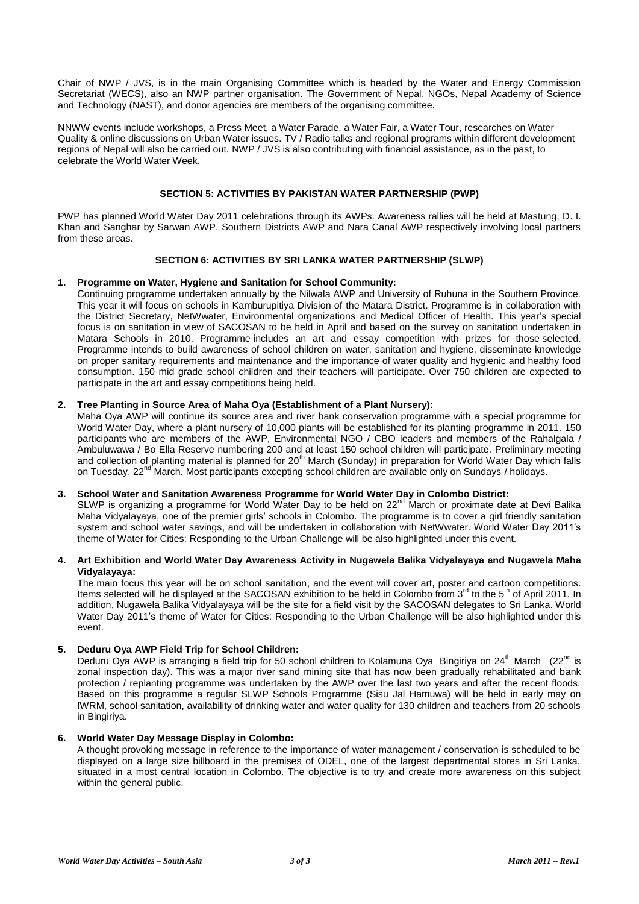Chair of NWP / JVS, is in the main Organising Committee which is headed by the Water and Energy Commission Secretariat (WECS), also an NWP partner organisation. The Government of Nepal, NGOs, Nepal Academy of Science and Technology (NAST), and donor agencies are members of the organising committee.

NNWW events include workshops, a Press Meet, a Water Parade, a Water Fair, a Water Tour, researches on Water Quality & online discussions on Urban Water issues. TV / Radio talks and regional programs within different development regions of Nepal will also be carried out. NWP / JVS is also contributing with financial assistance, as in the past, to celebrate the World Water Week.

## SECTION 5: ACTIVITIES BY PAKISTAN WATER PARTNERSHIP (PWP)

PWP has planned World Water Day 2011 celebrations through its AWPs. Awareness rallies will be held at Mastung, D. I. Khan and Sanghar by Sarwan AWP, Southern Districts AWP and Nara Canal AWP respectively involving local partners from these areas.

## SECTION 6: ACTIVITIES BY SRI LANKA WATER PARTNERSHIP (SLWP)

1. **Programme on Water, Hygiene and Sanitation for School Community:**
   Continuing programme undertaken annually by the Nilwala AWP and University of Ruhuna in the Southern Province. This year it will focus on schools in Kamburupitiya Division of the Matara District. Programme is in collaboration with the District Secretary, NetWwater, Environmental organizations and Medical Officer of Health. This year's special focus is on sanitation in view of SACOSAN to be held in April and based on the survey on sanitation undertaken in Matara Schools in 2010. Programme includes an art and essay competition with prizes for those selected. Programme intends to build awareness of school children on water, sanitation and hygiene, disseminate knowledge on proper sanitary requirements and maintenance and the importance of water quality and hygienic and healthy food consumption. 150 mid grade school children and their teachers will participate. Over 750 children are expected to participate in the art and essay competitions being held.

2. **Tree Planting in Source Area of Maha Oya (Establishment of a Plant Nursery):**
   Maha Oya AWP will continue its source area and river bank conservation programme with a special programme for World Water Day, where a plant nursery of 10,000 plants will be established for its planting programme in 2011. 150 participants who are members of the AWP, Environmental NGO / CBO leaders and members of the Rahalgala / Ambuluwawa / Bo Ella Reserve numbering 200 and at least 150 school children will participate. Preliminary meeting and collection of planting material is planned for 20th March (Sunday) in preparation for World Water Day which falls on Tuesday, 22nd March. Most participants excepting school children are available only on Sundays / holidays.

3. **School Water and Sanitation Awareness Programme for World Water Day in Colombo District:**
   SLWP is organizing a programme for World Water Day to be held on 22nd March or proximate date at Devi Balika Maha Vidyalayaya, one of the premier girls' schools in Colombo. The programme is to cover a girl friendly sanitation system and school water savings, and will be undertaken in collaboration with NetWwater. World Water Day 2011's theme of Water for Cities: Responding to the Urban Challenge will be also highlighted under this event.

4. **Art Exhibition and World Water Day Awareness Activity in Nugawela Balika Vidyalayaya and Nugawela Maha Vidyalayaya:**
   The main focus this year will be on school sanitation, and the event will cover art, poster and cartoon competitions. Items selected will be displayed at the SACOSAN exhibition to be held in Colombo from 3rd to the 5th of April 2011. In addition, Nugawela Balika Vidyalayaya will be the site for a field visit by the SACOSAN delegates to Sri Lanka. World Water Day 2011's theme of Water for Cities: Responding to the Urban Challenge will be also highlighted under this event.

5. **Deduru Oya AWP Field Trip for School Children:**
   Deduru Oya AWP is arranging a field trip for 50 school children to Kolamuna Oya Bingiriya on 24th March (22nd is zonal inspection day). This was a major river sand mining site that has now been gradually rehabilitated and bank protection / replanting programme was undertaken by the AWP over the last two years and after the recent floods. Based on this programme a regular SLWP Schools Programme (Sisu Jal Hamuwa) will be held in early may on IWRM, school sanitation, availability of drinking water and water quality for 130 children and teachers from 20 schools in Bingiriya.

6. **World Water Day Message Display in Colombo:**
   A thought provoking message in reference to the importance of water management / conservation is scheduled to be displayed on a large size billboard in the premises of ODEL, one of the largest departmental stores in Sri Lanka, situated in a most central location in Colombo. The objective is to try and create more awareness on this subject within the general public.